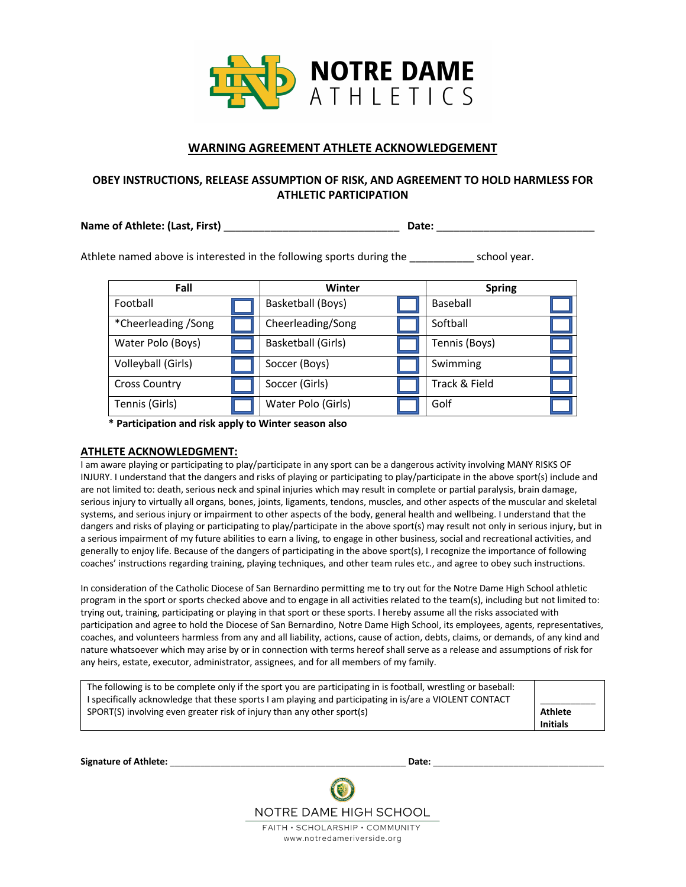# NOTRE DAME ATHLETICS

## WARNING AGREEMENT ATHLETE ACKNOWLEDGEMENT

### OBEY INSTRUCTIONS, RELEASE ASSUMPTION OF RISK, AND AGREEMENT TO HOLD HARMLESS FOR ATHLETIC PARTICIPATION

**Name of Athlete: (Last, First)** ______________________________ **Date:** ___________________________

Athlete named above is interested in the following sports during the ___________ school year.

| Fall | | Winter | | Spring | |
|---|---|---|---|---|---|
| Football | ☐ | Basketball (Boys) | ☐ | Baseball | ☐ |
| *Cheerleading /Song | ☐ | Cheerleading/Song | ☐ | Softball | ☐ |
| Water Polo (Boys) | ☐ | Basketball (Girls) | ☐ | Tennis (Boys) | ☐ |
| Volleyball (Girls) | ☐ | Soccer (Boys) | ☐ | Swimming | ☐ |
| Cross Country | ☐ | Soccer (Girls) | ☐ | Track & Field | ☐ |
| Tennis (Girls) | ☐ | Water Polo (Girls) | ☐ | Golf | ☐ |

**\* Participation and risk apply to Winter season also**

## ATHLETE ACKNOWLEDGMENT:

I am aware playing or participating to play/participate in any sport can be a dangerous activity involving MANY RISKS OF INJURY. I understand that the dangers and risks of playing or participating to play/participate in the above sport(s) include and are not limited to: death, serious neck and spinal injuries which may result in complete or partial paralysis, brain damage, serious injury to virtually all organs, bones, joints, ligaments, tendons, muscles, and other aspects of the muscular and skeletal systems, and serious injury or impairment to other aspects of the body, general health and wellbeing. I understand that the dangers and risks of playing or participating to play/participate in the above sport(s) may result not only in serious injury, but in a serious impairment of my future abilities to earn a living, to engage in other business, social and recreational activities, and generally to enjoy life. Because of the dangers of participating in the above sport(s), I recognize the importance of following coaches' instructions regarding training, playing techniques, and other team rules etc., and agree to obey such instructions.

In consideration of the Catholic Diocese of San Bernardino permitting me to try out for the Notre Dame High School athletic program in the sport or sports checked above and to engage in all activities related to the team(s), including but not limited to: trying out, training, participating or playing in that sport or these sports. I hereby assume all the risks associated with participation and agree to hold the Diocese of San Bernardino, Notre Dame High School, its employees, agents, representatives, coaches, and volunteers harmless from any and all liability, actions, cause of action, debts, claims, or demands, of any kind and nature whatsoever which may arise by or in connection with terms hereof shall serve as a release and assumptions of risk for any heirs, estate, executor, administrator, assignees, and for all members of my family.

| The following is to be complete only if the sport you are participating in is football, wrestling or baseball: I specifically acknowledge that these sports I am playing and participating in is/are a VIOLENT CONTACT SPORT(S) involving even greater risk of injury than any other sport(s) | ___________ **Athlete Initials** |
|---|---|

**Signature of Athlete:** ______________________________________________ **Date:** __________________________________

NOTRE DAME HIGH SCHOOL

FAITH • SCHOLARSHIP • COMMUNITY

www.notredameriverside.org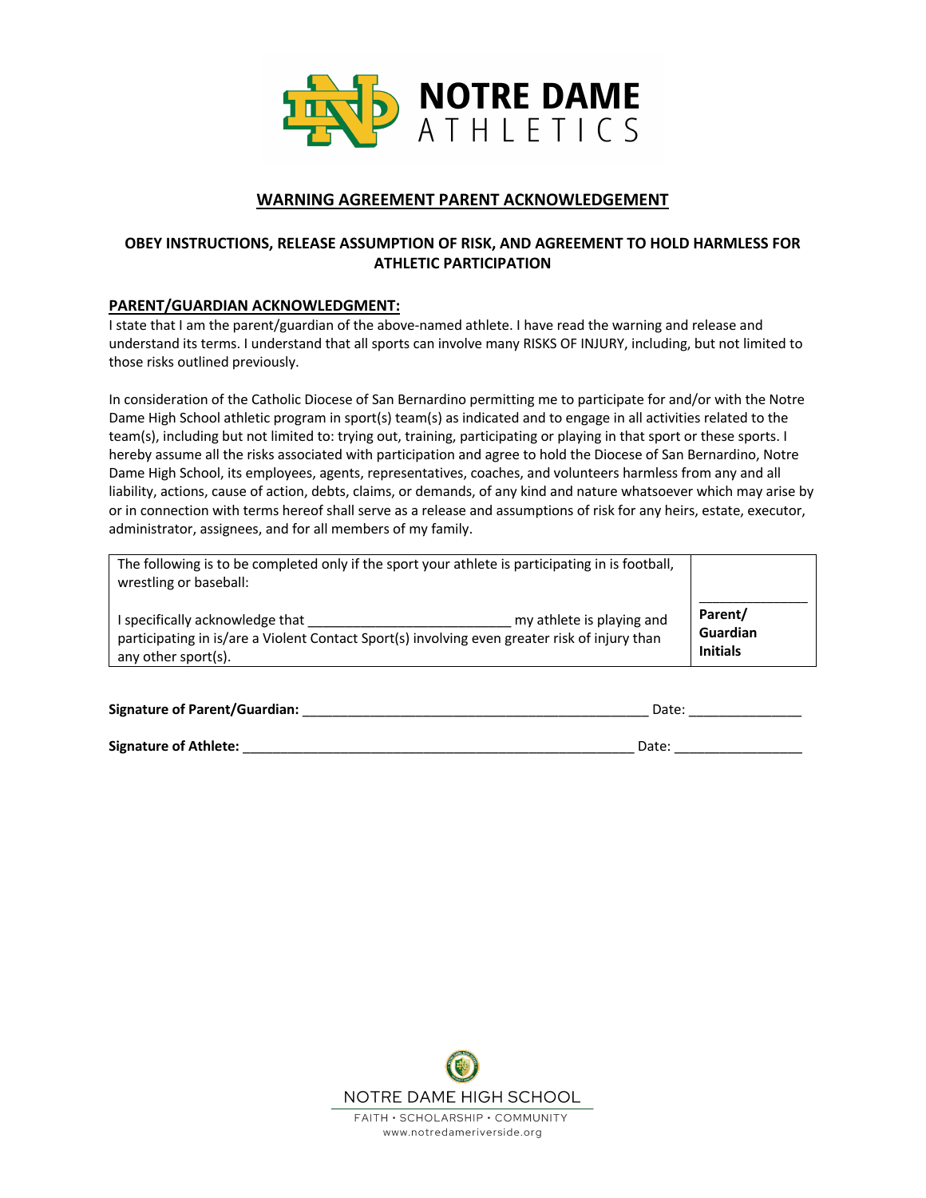**NOTRE DAME ATHLETICS**

## WARNING AGREEMENT PARENT ACKNOWLEDGEMENT

### OBEY INSTRUCTIONS, RELEASE ASSUMPTION OF RISK, AND AGREEMENT TO HOLD HARMLESS FOR ATHLETIC PARTICIPATION

**PARENT/GUARDIAN ACKNOWLEDGMENT:**

I state that I am the parent/guardian of the above-named athlete. I have read the warning and release and understand its terms. I understand that all sports can involve many RISKS OF INJURY, including, but not limited to those risks outlined previously.

In consideration of the Catholic Diocese of San Bernardino permitting me to participate for and/or with the Notre Dame High School athletic program in sport(s) team(s) as indicated and to engage in all activities related to the team(s), including but not limited to: trying out, training, participating or playing in that sport or these sports. I hereby assume all the risks associated with participation and agree to hold the Diocese of San Bernardino, Notre Dame High School, its employees, agents, representatives, coaches, and volunteers harmless from any and all liability, actions, cause of action, debts, claims, or demands, of any kind and nature whatsoever which may arise by or in connection with terms hereof shall serve as a release and assumptions of risk for any heirs, estate, executor, administrator, assignees, and for all members of my family.

| | |
|---|---|
| The following is to be completed only if the sport your athlete is participating in is football, wrestling or baseball:<br><br>I specifically acknowledge that ___________________________ my athlete is playing and participating in is/are a Violent Contact Sport(s) involving even greater risk of injury than any other sport(s). | ______________<br>**Parent/ Guardian Initials** |

**Signature of Parent/Guardian:** ________________________________________________ Date: _______________

**Signature of Athlete:** ______________________________________________________ Date: _________________

NOTRE DAME HIGH SCHOOL

FAITH • SCHOLARSHIP • COMMUNITY

www.notredameriverside.org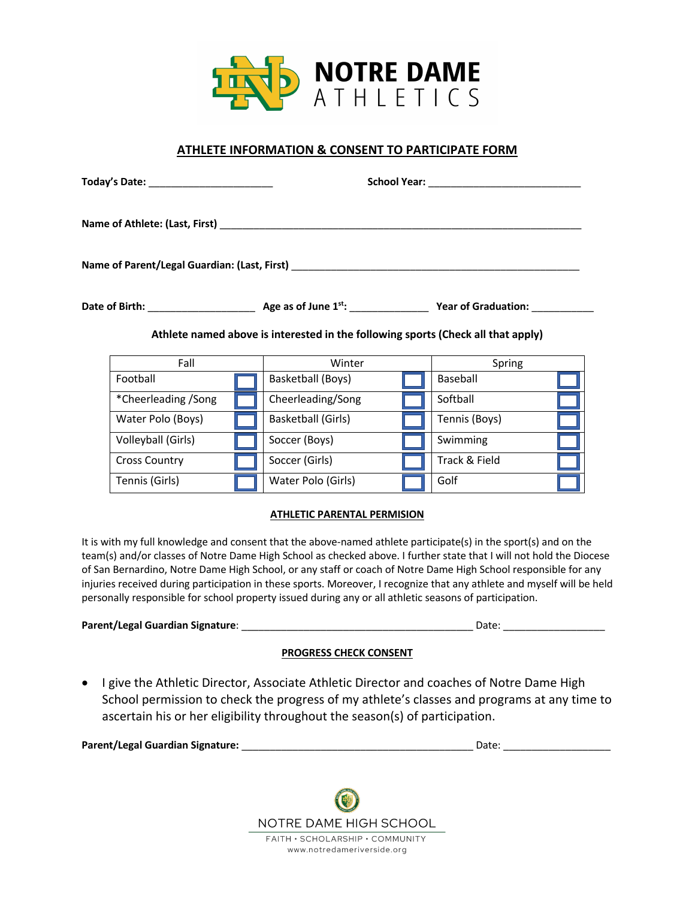# NOTRE DAME ATHLETICS

## ATHLETE INFORMATION & CONSENT TO PARTICIPATE FORM

**Today's Date:** ______________________ **School Year:** ___________________________

**Name of Athlete: (Last, First)** _________________________________________________________________

**Name of Parent/Legal Guardian: (Last, First)** ____________________________________________________

**Date of Birth:** ___________________ **Age as of June 1st:** ______________ **Year of Graduation:** ___________

**Athlete named above is interested in the following sports (Check all that apply)**

| Fall | | Winter | | Spring | |
|---|---|---|---|---|---|
| Football | ☐ | Basketball (Boys) | ☐ | Baseball | ☐ |
| *Cheerleading /Song | ☐ | Cheerleading/Song | ☐ | Softball | ☐ |
| Water Polo (Boys) | ☐ | Basketball (Girls) | ☐ | Tennis (Boys) | ☐ |
| Volleyball (Girls) | ☐ | Soccer (Boys) | ☐ | Swimming | ☐ |
| Cross Country | ☐ | Soccer (Girls) | ☐ | Track & Field | ☐ |
| Tennis (Girls) | ☐ | Water Polo (Girls) | ☐ | Golf | ☐ |

### ATHLETIC PARENTAL PERMISION

It is with my full knowledge and consent that the above-named athlete participate(s) in the sport(s) and on the team(s) and/or classes of Notre Dame High School as checked above. I further state that I will not hold the Diocese of San Bernardino, Notre Dame High School, or any staff or coach of Notre Dame High School responsible for any injuries received during participation in these sports. Moreover, I recognize that any athlete and myself will be held personally responsible for school property issued during any or all athletic seasons of participation.

**Parent/Legal Guardian Signature**: _________________________________________ Date: __________________

### PROGRESS CHECK CONSENT

- I give the Athletic Director, Associate Athletic Director and coaches of Notre Dame High School permission to check the progress of my athlete's classes and programs at any time to ascertain his or her eligibility throughout the season(s) of participation.

**Parent/Legal Guardian Signature:** _________________________________________ Date: ___________________

NOTRE DAME HIGH SCHOOL

FAITH • SCHOLARSHIP • COMMUNITY

www.notredameriverside.org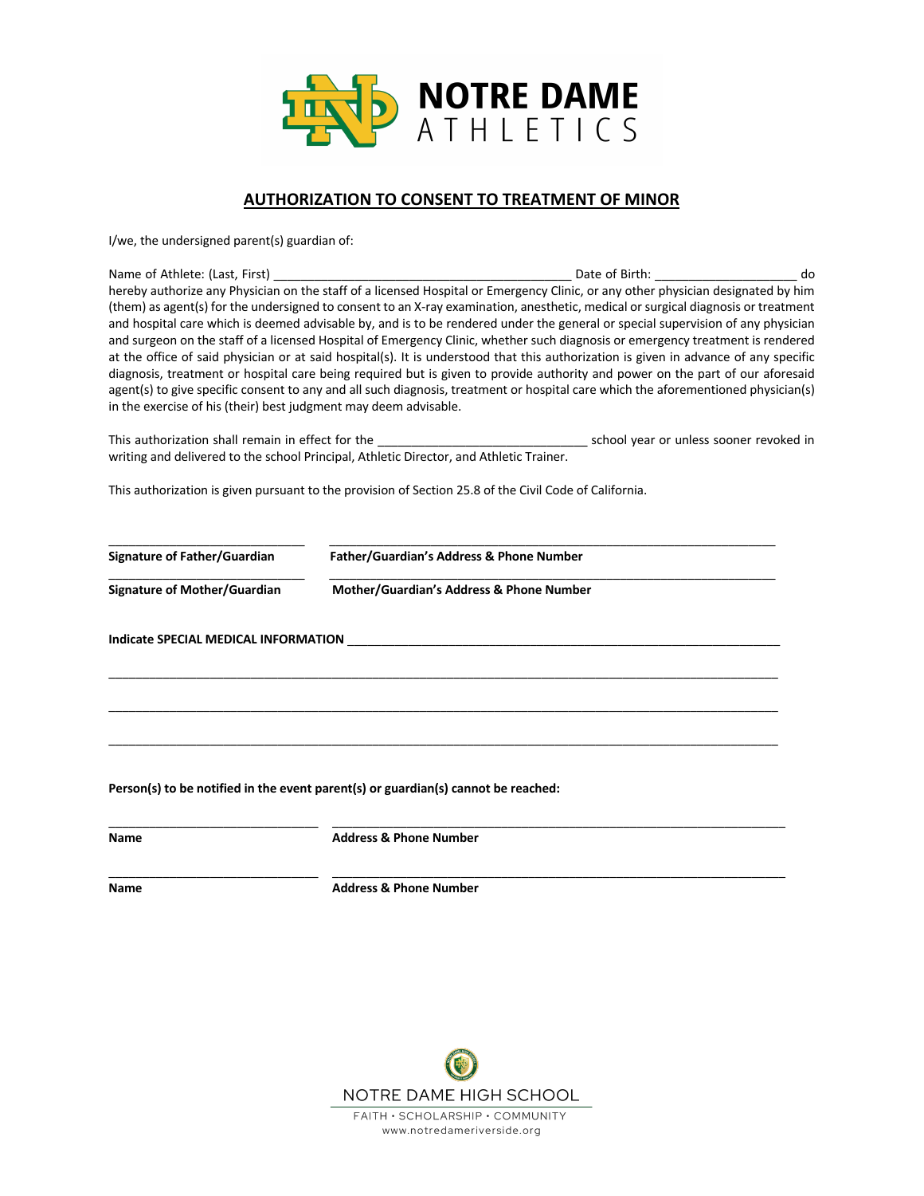NOTRE DAME ATHLETICS

## AUTHORIZATION TO CONSENT TO TREATMENT OF MINOR

I/we, the undersigned parent(s) guardian of:

Name of Athlete: (Last, First) ____________________________________________ Date of Birth: _____________________ do hereby authorize any Physician on the staff of a licensed Hospital or Emergency Clinic, or any other physician designated by him (them) as agent(s) for the undersigned to consent to an X-ray examination, anesthetic, medical or surgical diagnosis or treatment and hospital care which is deemed advisable by, and is to be rendered under the general or special supervision of any physician and surgeon on the staff of a licensed Hospital of Emergency Clinic, whether such diagnosis or emergency treatment is rendered at the office of said physician or at said hospital(s). It is understood that this authorization is given in advance of any specific diagnosis, treatment or hospital care being required but is given to provide authority and power on the part of our aforesaid agent(s) to give specific consent to any and all such diagnosis, treatment or hospital care which the aforementioned physician(s) in the exercise of his (their) best judgment may deem advisable.

This authorization shall remain in effect for the ______________________________ school year or unless sooner revoked in writing and delivered to the school Principal, Athletic Director, and Athletic Trainer.

This authorization is given pursuant to the provision of Section 25.8 of the Civil Code of California.

______________________________ ________________________________________________________________

**Signature of Father/Guardian** **Father/Guardian's Address & Phone Number**

______________________________ ________________________________________________________________

**Signature of Mother/Guardian** **Mother/Guardian's Address & Phone Number**

**Indicate SPECIAL MEDICAL INFORMATION** ________________________________________________________________

____________________________________________________________________________________________________

____________________________________________________________________________________________________

____________________________________________________________________________________________________

**Person(s) to be notified in the event parent(s) or guardian(s) cannot be reached:**

______________________________ ________________________________________________________________

**Name** **Address & Phone Number**

______________________________ ________________________________________________________________

**Name** **Address & Phone Number**

NOTRE DAME HIGH SCHOOL

FAITH • SCHOLARSHIP • COMMUNITY

www.notredameriverside.org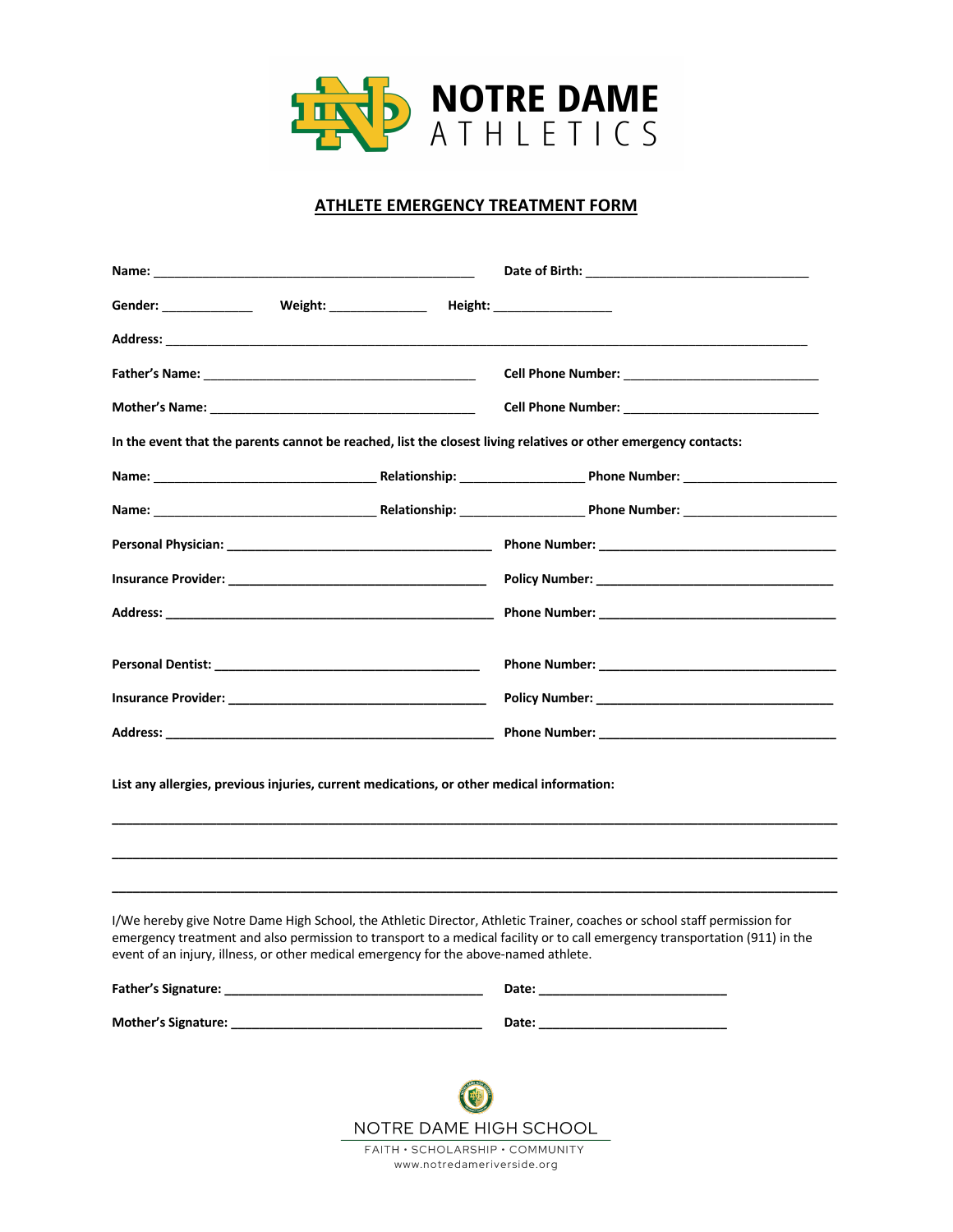NOTRE DAME ATHLETICS

## ATHLETE EMERGENCY TREATMENT FORM

**Name:** ______________________________ **Date of Birth:** ______________________________

**Gender:** ____________ **Weight:** ____________ **Height:** ______________

**Address:** ________________________________________________________________

**Father's Name:** ______________________________ **Cell Phone Number:** ______________________________

**Mother's Name:** ______________________________ **Cell Phone Number:** ______________________________

**In the event that the parents cannot be reached, list the closest living relatives or other emergency contacts:**

**Name:** ______________________ **Relationship:** ______________ **Phone Number:** __________________

**Name:** ______________________ **Relationship:** ______________ **Phone Number:** __________________

**Personal Physician:** ______________________________ **Phone Number:** ______________________________

**Insurance Provider:** ______________________________ **Policy Number:** ______________________________

**Address:** ______________________________ **Phone Number:** ______________________________

**Personal Dentist:** ______________________________ **Phone Number:** ______________________________

**Insurance Provider:** ______________________________ **Policy Number:** ______________________________

**Address:** ______________________________ **Phone Number:** ______________________________

**List any allergies, previous injuries, current medications, or other medical information:**

________________________________________________________________

________________________________________________________________

________________________________________________________________

I/We hereby give Notre Dame High School, the Athletic Director, Athletic Trainer, coaches or school staff permission for emergency treatment and also permission to transport to a medical facility or to call emergency transportation (911) in the event of an injury, illness, or other medical emergency for the above-named athlete.

**Father's Signature:** ______________________________ **Date:** ______________________

**Mother's Signature:** ______________________________ **Date:** ______________________

NOTRE DAME HIGH SCHOOL

FAITH • SCHOLARSHIP • COMMUNITY

www.notredameriverside.org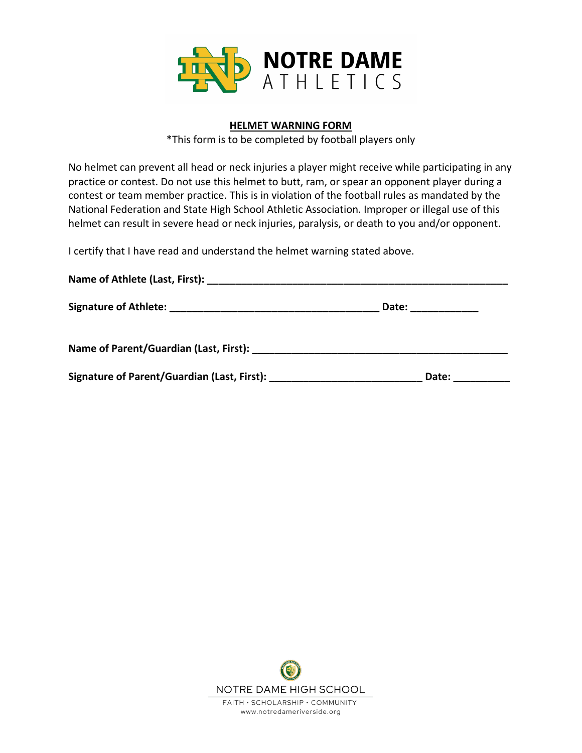**NOTRE DAME**
ATHLETICS

## HELMET WARNING FORM

*This form is to be completed by football players only

No helmet can prevent all head or neck injuries a player might receive while participating in any practice or contest. Do not use this helmet to butt, ram, or spear an opponent player during a contest or team member practice. This is in violation of the football rules as mandated by the National Federation and State High School Athletic Association. Improper or illegal use of this helmet can result in severe head or neck injuries, paralysis, or death to you and/or opponent.

I certify that I have read and understand the helmet warning stated above.

**Name of Athlete (Last, First): ______________________________________________________**

**Signature of Athlete: _____________________________________ Date: ___________**

**Name of Parent/Guardian (Last, First): ______________________________________________**

**Signature of Parent/Guardian (Last, First): ___________________________ Date: __________**

NOTRE DAME HIGH SCHOOL
FAITH • SCHOLARSHIP • COMMUNITY
www.notredameriverside.org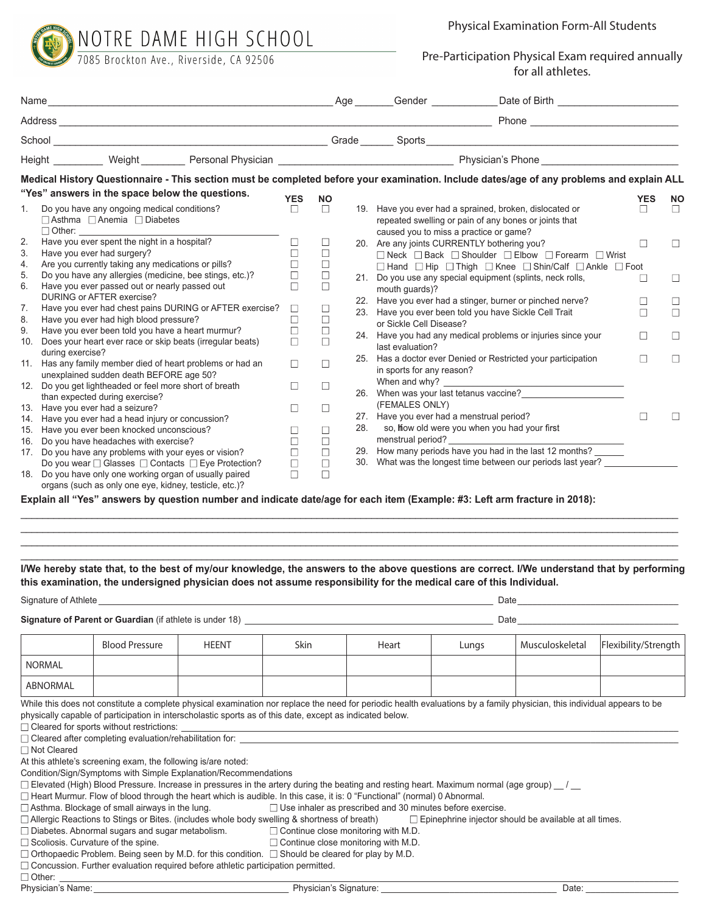# NOTRE DAME HIGH SCHOOL

7085 Brockton Ave., Riverside, CA 92506

Physical Examination Form-All Students

Pre-Participation Physical Exam required annually for all athletes.

Name ________________________________________________ Age _______ Gender ___________ Date of Birth _____________________

Address _______________________________________________________________________________ Phone __________________________

School _______________________________________________ Grade ______ Sports _______________________________________________

Height _________ Weight ________ Personal Physician ______________________________ Physician's Phone ________________________

**Medical History Questionnaire - This section must be completed before your examination. Include dates/age of any problems and explain ALL "Yes" answers in the space below the questions.**

| | | YES | NO |
|---|---|---|---|
| 1. | Do you have any ongoing medical conditions? ☐ Asthma ☐ Anemia ☐ Diabetes ☐ Other: ______________ | ☐ | ☐ |
| 2. | Have you ever spent the night in a hospital? | ☐ | ☐ |
| 3. | Have you ever had surgery? | ☐ | ☐ |
| 4. | Are you currently taking any medications or pills? | ☐ | ☐ |
| 5. | Do you have any allergies (medicine, bee stings, etc.)? | ☐ | ☐ |
| 6. | Have you ever passed out or nearly passed out DURING or AFTER exercise? | ☐ | ☐ |
| 7. | Have you ever had chest pains DURING or AFTER exercise? | ☐ | ☐ |
| 8. | Have you ever had high blood pressure? | ☐ | ☐ |
| 9. | Have you ever been told you have a heart murmur? | ☐ | ☐ |
| 10. | Does your heart ever race or skip beats (irregular beats) during exercise? | ☐ | ☐ |
| 11. | Has any family member died of heart problems or had an unexplained sudden death BEFORE age 50? | ☐ | ☐ |
| 12. | Do you get lightheaded or feel more short of breath than expected during exercise? | ☐ | ☐ |
| 13. | Have you ever had a seizure? | ☐ | ☐ |
| 14. | Have you ever had a head injury or concussion? | ☐ | ☐ |
| 15. | Have you ever been knocked unconscious? | ☐ | ☐ |
| 16. | Do you have headaches with exercise? | ☐ | ☐ |
| 17. | Do you have any problems with your eyes or vision? Do you wear ☐ Glasses ☐ Contacts ☐ Eye Protection? | ☐ | ☐ |
| 18. | Do you have only one working organ of usually paired organs (such as only one eye, kidney, testicle, etc.)? | ☐ | ☐ |
| 19. | Have you ever had a sprained, broken, dislocated or repeated swelling or pain of any bones or joints that caused you to miss a practice or game? | ☐ | ☐ |
| 20. | Are any joints CURRENTLY bothering you? ☐ Neck ☐ Back ☐ Shoulder ☐ Elbow ☐ Forearm ☐ Wrist ☐ Hand ☐ Hip ☐ Thigh ☐ Knee ☐ Shin/Calf ☐ Ankle ☐ Foot | ☐ | ☐ |
| 21. | Do you use any special equipment (splints, neck rolls, mouth guards)? | ☐ | ☐ |
| 22. | Have you ever had a stinger, burner or pinched nerve? | ☐ | ☐ |
| 23. | Have you ever been told you have Sickle Cell Trait or Sickle Cell Disease? | ☐ | ☐ |
| 24. | Have you had any medical problems or injuries since your last evaluation? | ☐ | ☐ |
| 25. | Has a doctor ever Denied or Restricted your participation in sports for any reason? When and why? ______________ | ☐ | ☐ |
| 26. | When was your last tetanus vaccine? ______________ | | |
| | (FEMALES ONLY) | | |
| 27. | Have you ever had a menstrual period? | ☐ | ☐ |
| 28. | so, How old were you when you had your first menstrual period? ______________ | | |
| 29. | How many periods have you had in the last 12 months? ______ | | |
| 30. | What was the longest time between our periods last year? ______________ | | |

**Explain all "Yes" answers by question number and indicate date/age for each item (Example: #3: Left arm fracture in 2018):**

________________________________________________________________________________________________________________

________________________________________________________________________________________________________________

________________________________________________________________________________________________________________

________________________________________________________________________________________________________________

**I/We hereby state that, to the best of my/our knowledge, the answers to the above questions are correct. I/We understand that by performing this examination, the undersigned physician does not assume responsibility for the medical care of this Individual.**

Signature of Athlete ______________________________________________________________________ Date ______________________

**Signature of Parent or Guardian** (if athlete is under 18) __________________________________________ Date ______________________

| | Blood Pressure | HEENT | Skin | Heart | Lungs | Musculoskeletal | Flexibility/Strength |
|---|---|---|---|---|---|---|---|
| NORMAL | | | | | | | |
| ABNORMAL | | | | | | | |

While this does not constitute a complete physical examination nor replace the need for periodic health evaluations by a family physician, this individual appears to be physically capable of participation in interscholastic sports as of this date, except as indicated below.

☐ Cleared for sports without restrictions: ____________________________________________________________

☐ Cleared after completing evaluation/rehabilitation for: ______________________________________________

☐ Not Cleared

At this athlete's screening exam, the following is/are noted:

Condition/Sign/Symptoms with Simple Explanation/Recommendations

☐ Elevated (High) Blood Pressure. Increase in pressures in the artery during the beating and resting heart. Maximum normal (age group) __ / __

☐ Heart Murmur. Flow of blood through the heart which is audible. In this case, it is: 0 "Functional" (normal) 0 Abnormal.

☐ Asthma. Blockage of small airways in the lung. ☐ Use inhaler as prescribed and 30 minutes before exercise.

☐ Allergic Reactions to Stings or Bites. (includes whole body swelling & shortness of breath) ☐ Epinephrine injector should be available at all times.

☐ Diabetes. Abnormal sugars and sugar metabolism. ☐ Continue close monitoring with M.D.

☐ Scoliosis. Curvature of the spine. ☐ Continue close monitoring with M.D.

☐ Orthopaedic Problem. Being seen by M.D. for this condition. ☐ Should be cleared for play by M.D.

☐ Concussion. Further evaluation required before athletic participation permitted.

☐ Other: ____________________________________________________________

Physician's Name: ______________________ Physician's Signature: ______________________ Date: ______________